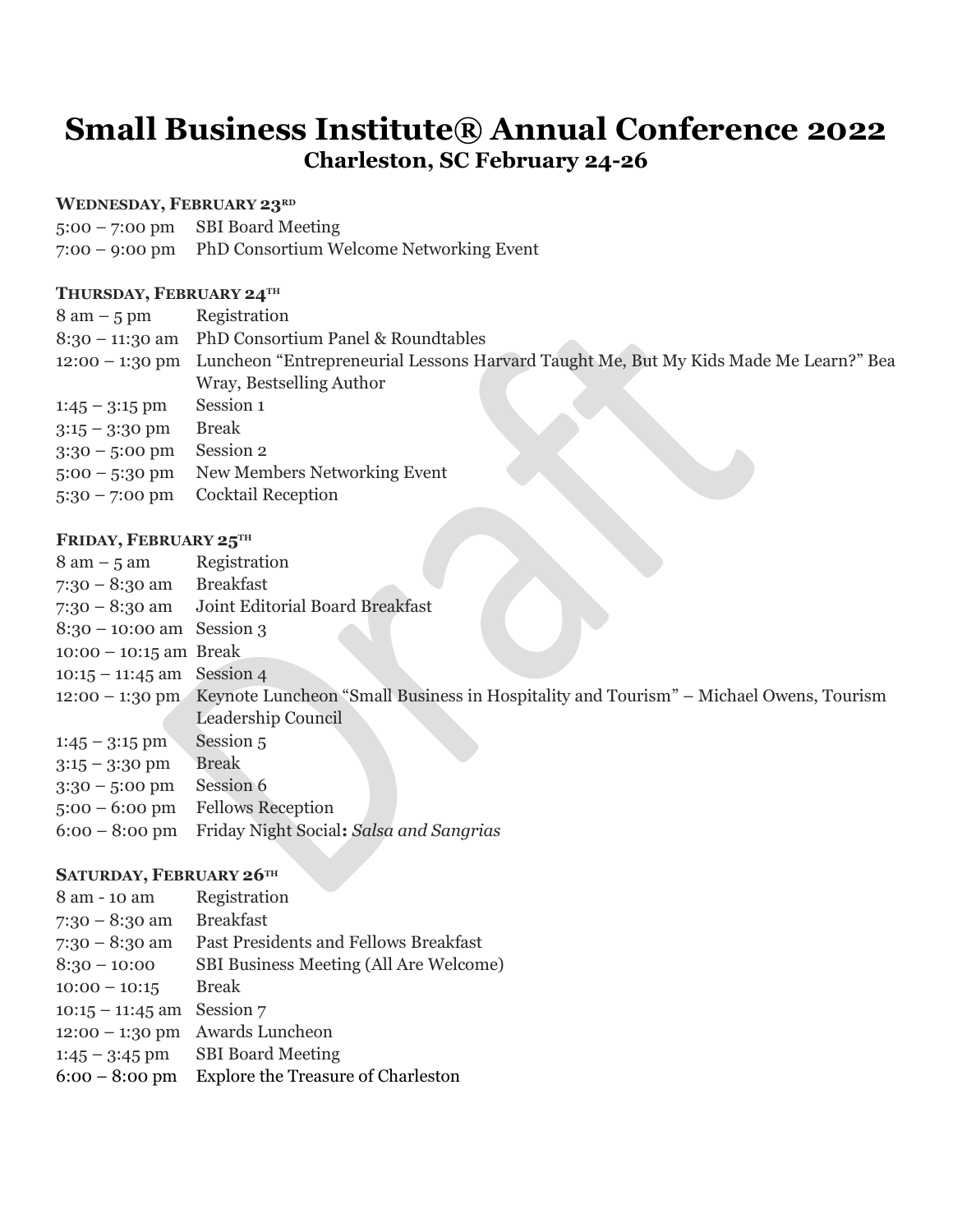# Small Business Institute® Annual Conference 2022

## Charleston, SC February 24-26

### Wednesday, February 23rd

| | |
|---|---|
| 5:00 – 7:00 pm | SBI Board Meeting |
| 7:00 – 9:00 pm | PhD Consortium Welcome Networking Event |

### Thursday, February 24th

| | |
|---|---|
| 8 am – 5 pm | Registration |
| 8:30 – 11:30 am | PhD Consortium Panel & Roundtables |
| 12:00 – 1:30 pm | Luncheon "Entrepreneurial Lessons Harvard Taught Me, But My Kids Made Me Learn?" Bea Wray, Bestselling Author |
| 1:45 – 3:15 pm | Session 1 |
| 3:15 – 3:30 pm | Break |
| 3:30 – 5:00 pm | Session 2 |
| 5:00 – 5:30 pm | New Members Networking Event |
| 5:30 – 7:00 pm | Cocktail Reception |

### Friday, February 25th

| | |
|---|---|
| 8 am – 5 am | Registration |
| 7:30 – 8:30 am | Breakfast |
| 7:30 – 8:30 am | Joint Editorial Board Breakfast |
| 8:30 – 10:00 am | Session 3 |
| 10:00 – 10:15 am | Break |
| 10:15 – 11:45 am | Session 4 |
| 12:00 – 1:30 pm | Keynote Luncheon "Small Business in Hospitality and Tourism" – Michael Owens, Tourism Leadership Council |
| 1:45 – 3:15 pm | Session 5 |
| 3:15 – 3:30 pm | Break |
| 3:30 – 5:00 pm | Session 6 |
| 5:00 – 6:00 pm | Fellows Reception |
| 6:00 – 8:00 pm | Friday Night Social**:** *Salsa and Sangrias* |

### Saturday, February 26th

| | |
|---|---|
| 8 am - 10 am | Registration |
| 7:30 – 8:30 am | Breakfast |
| 7:30 – 8:30 am | Past Presidents and Fellows Breakfast |
| 8:30 – 10:00 | SBI Business Meeting (All Are Welcome) |
| 10:00 – 10:15 | Break |
| 10:15 – 11:45 am | Session 7 |
| 12:00 – 1:30 pm | Awards Luncheon |
| 1:45 – 3:45 pm | SBI Board Meeting |
| 6:00 – 8:00 pm | Explore the Treasure of Charleston |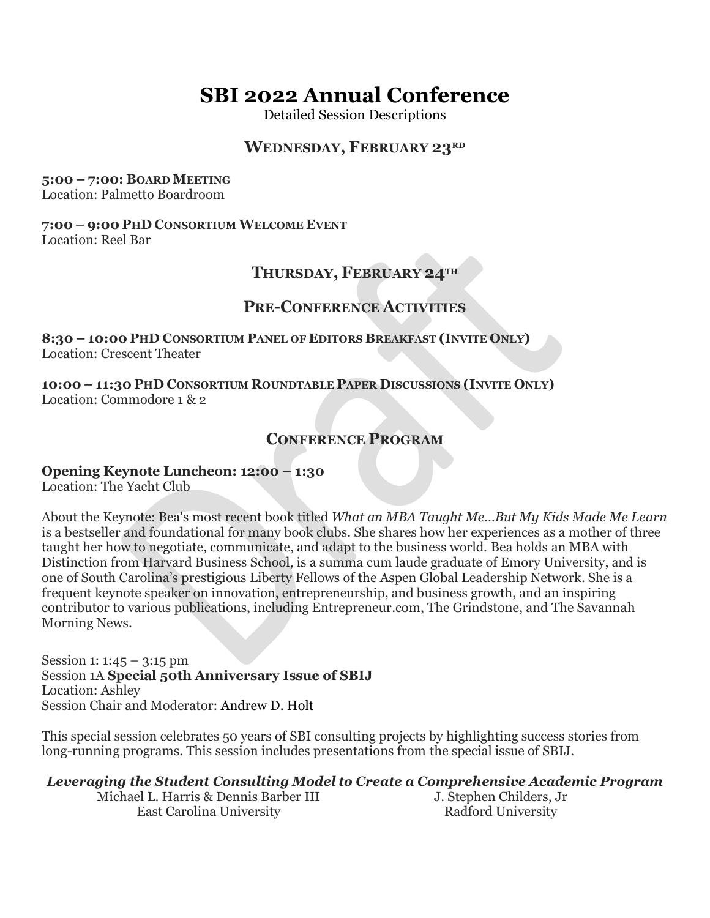# SBI 2022 Annual Conference

Detailed Session Descriptions

## WEDNESDAY, FEBRUARY 23RD

**5:00 – 7:00: BOARD MEETING**
Location: Palmetto Boardroom

**7:00 – 9:00 PHD CONSORTIUM WELCOME EVENT**
Location: Reel Bar

## THURSDAY, FEBRUARY 24TH

## PRE-CONFERENCE ACTIVITIES

**8:30 – 10:00 PHD CONSORTIUM PANEL OF EDITORS BREAKFAST (INVITE ONLY)**
Location: Crescent Theater

**10:00 – 11:30 PHD CONSORTIUM ROUNDTABLE PAPER DISCUSSIONS (INVITE ONLY)**
Location: Commodore 1 & 2

## CONFERENCE PROGRAM

**Opening Keynote Luncheon: 12:00 – 1:30**
Location: The Yacht Club

About the Keynote: Bea's most recent book titled *What an MBA Taught Me…But My Kids Made Me Learn* is a bestseller and foundational for many book clubs. She shares how her experiences as a mother of three taught her how to negotiate, communicate, and adapt to the business world. Bea holds an MBA with Distinction from Harvard Business School, is a summa cum laude graduate of Emory University, and is one of South Carolina's prestigious Liberty Fellows of the Aspen Global Leadership Network. She is a frequent keynote speaker on innovation, entrepreneurship, and business growth, and an inspiring contributor to various publications, including Entrepreneur.com, The Grindstone, and The Savannah Morning News.

Session 1: 1:45 – 3:15 pm
Session 1A **Special 50th Anniversary Issue of SBIJ**
Location: Ashley
Session Chair and Moderator: Andrew D. Holt

This special session celebrates 50 years of SBI consulting projects by highlighting success stories from long-running programs. This session includes presentations from the special issue of SBIJ.

***Leveraging the Student Consulting Model to Create a Comprehensive Academic Program***

Michael L. Harris & Dennis Barber III
East Carolina University

J. Stephen Childers, Jr
Radford University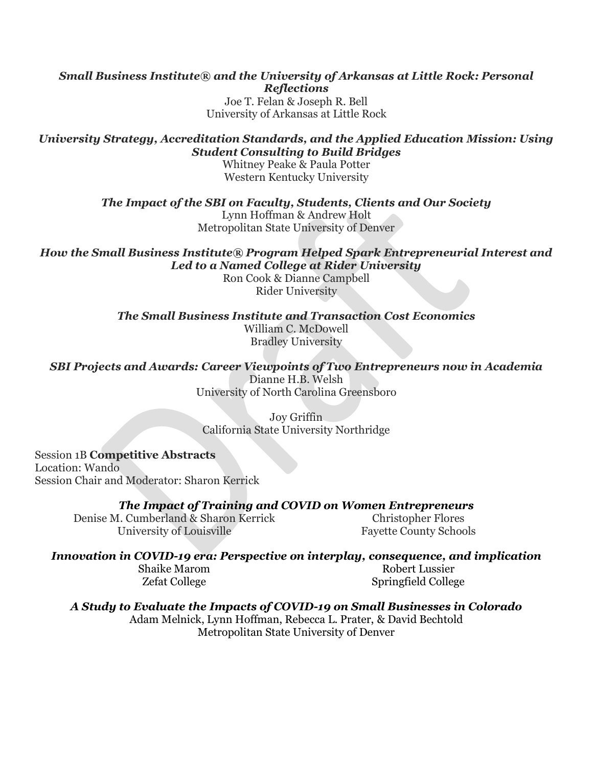***Small Business Institute® and the University of Arkansas at Little Rock: Personal Reflections***
Joe T. Felan & Joseph R. Bell
University of Arkansas at Little Rock

***University Strategy, Accreditation Standards, and the Applied Education Mission: Using Student Consulting to Build Bridges***
Whitney Peake & Paula Potter
Western Kentucky University

***The Impact of the SBI on Faculty, Students, Clients and Our Society***
Lynn Hoffman & Andrew Holt
Metropolitan State University of Denver

***How the Small Business Institute® Program Helped Spark Entrepreneurial Interest and Led to a Named College at Rider University***
Ron Cook & Dianne Campbell
Rider University

***The Small Business Institute and Transaction Cost Economics***
William C. McDowell
Bradley University

***SBI Projects and Awards: Career Viewpoints of Two Entrepreneurs now in Academia***
Dianne H.B. Welsh
University of North Carolina Greensboro

Joy Griffin
California State University Northridge

Session 1B **Competitive Abstracts**
Location: Wando
Session Chair and Moderator: Sharon Kerrick

***The Impact of Training and COVID on Women Entrepreneurs***
Denise M. Cumberland & Sharon Kerrick
University of Louisville

Christopher Flores
Fayette County Schools

***Innovation in COVID-19 era: Perspective on interplay, consequence, and implication***
Shaike Marom
Zefat College

Robert Lussier
Springfield College

***A Study to Evaluate the Impacts of COVID-19 on Small Businesses in Colorado***
Adam Melnick, Lynn Hoffman, Rebecca L. Prater, & David Bechtold
Metropolitan State University of Denver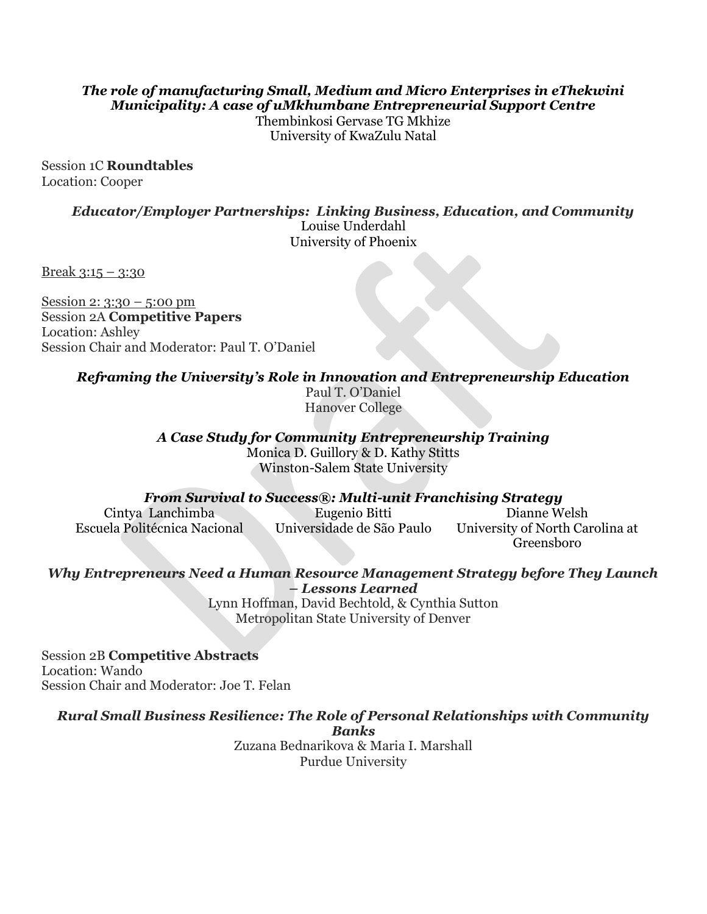***The role of manufacturing Small, Medium and Micro Enterprises in eThekwini Municipality: A case of uMkhumbane Entrepreneurial Support Centre***
Thembinkosi Gervase TG Mkhize
University of KwaZulu Natal

Session 1C **Roundtables**
Location: Cooper

***Educator/Employer Partnerships: Linking Business, Education, and Community***
Louise Underdahl
University of Phoenix

Break 3:15 – 3:30

Session 2: 3:30 – 5:00 pm
Session 2A **Competitive Papers**
Location: Ashley
Session Chair and Moderator: Paul T. O'Daniel

***Reframing the University's Role in Innovation and Entrepreneurship Education***
Paul T. O'Daniel
Hanover College

***A Case Study for Community Entrepreneurship Training***
Monica D. Guillory & D. Kathy Stitts
Winston-Salem State University

***From Survival to Success®: Multi-unit Franchising Strategy***
Cintya Lanchimba, Escuela Politécnica Nacional
Eugenio Bitti, Universidade de São Paulo
Dianne Welsh, University of North Carolina at Greensboro

***Why Entrepreneurs Need a Human Resource Management Strategy before They Launch – Lessons Learned***
Lynn Hoffman, David Bechtold, & Cynthia Sutton
Metropolitan State University of Denver

Session 2B **Competitive Abstracts**
Location: Wando
Session Chair and Moderator: Joe T. Felan

***Rural Small Business Resilience: The Role of Personal Relationships with Community Banks***
Zuzana Bednarikova & Maria I. Marshall
Purdue University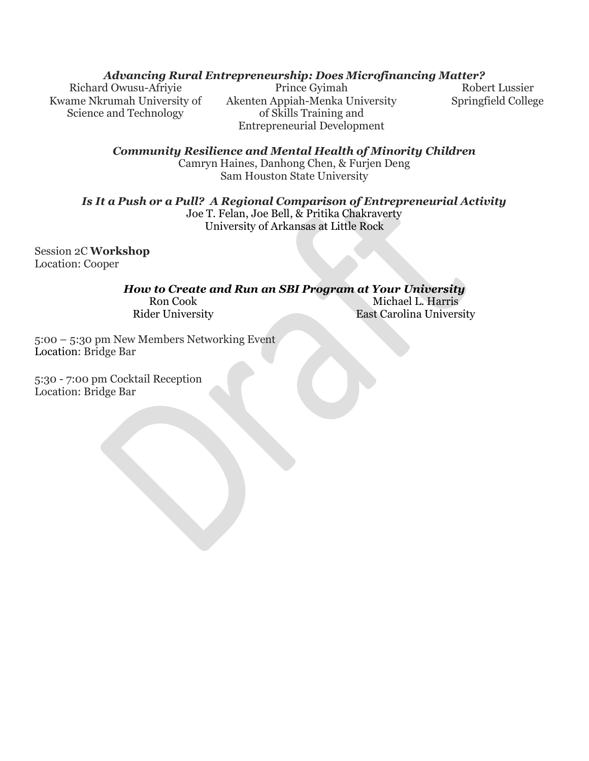***Advancing Rural Entrepreneurship: Does Microfinancing Matter?***

Richard Owusu-Afriyie
Kwame Nkrumah University of Science and Technology

Prince Gyimah
Akenten Appiah-Menka University of Skills Training and Entrepreneurial Development

Robert Lussier
Springfield College

***Community Resilience and Mental Health of Minority Children***

Camryn Haines, Danhong Chen, & Furjen Deng
Sam Houston State University

***Is It a Push or a Pull? A Regional Comparison of Entrepreneurial Activity***

Joe T. Felan, Joe Bell, & Pritika Chakraverty
University of Arkansas at Little Rock

Session 2C **Workshop**
Location: Cooper

***How to Create and Run an SBI Program at Your University***

Ron Cook
Rider University

Michael L. Harris
East Carolina University

5:00 – 5:30 pm New Members Networking Event
Location: Bridge Bar

5:30 - 7:00 pm Cocktail Reception
Location: Bridge Bar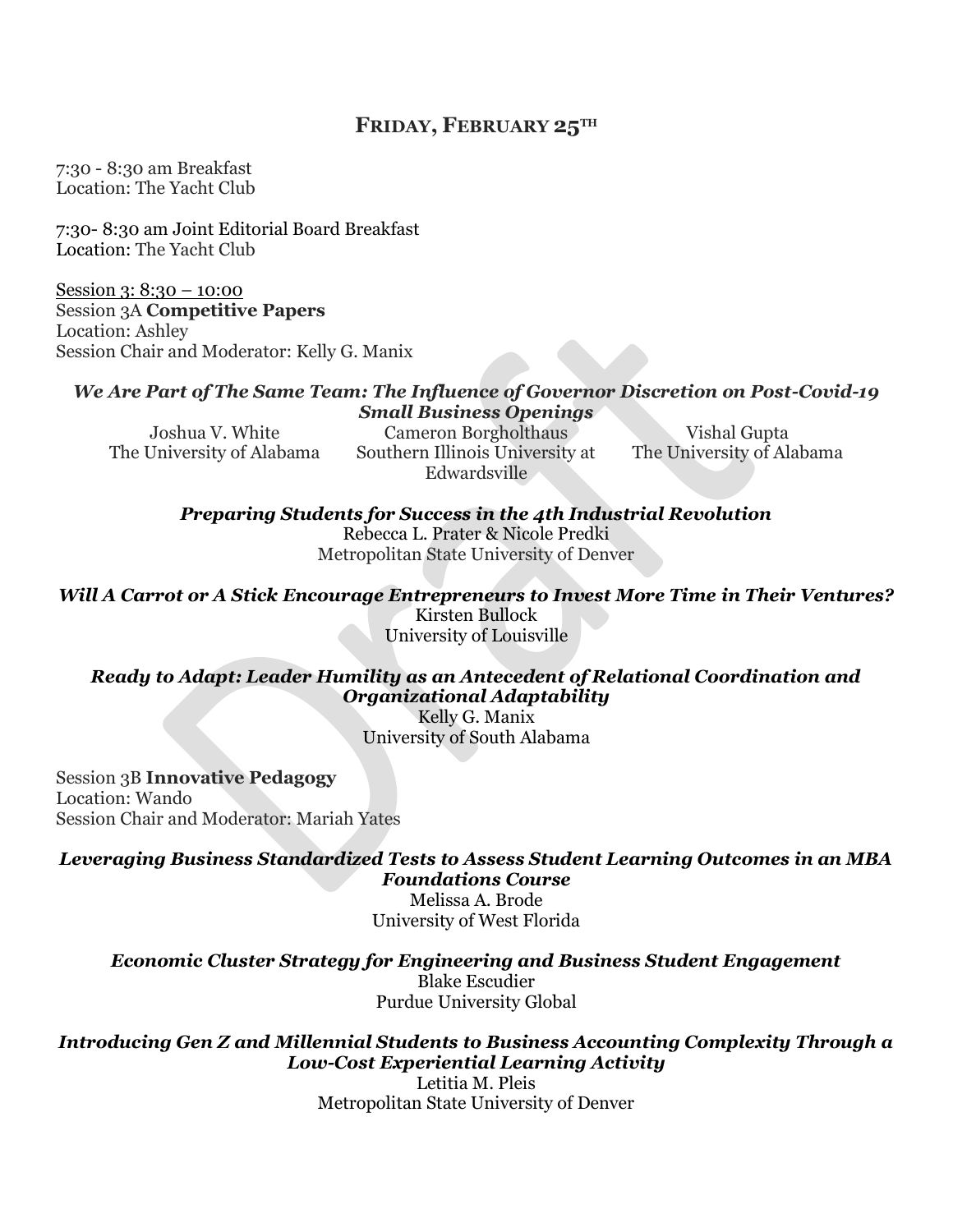## FRIDAY, FEBRUARY 25TH

7:30 - 8:30 am Breakfast
Location: The Yacht Club

7:30- 8:30 am Joint Editorial Board Breakfast
Location: The Yacht Club

Session 3: 8:30 – 10:00
Session 3A **Competitive Papers**
Location: Ashley
Session Chair and Moderator: Kelly G. Manix

***We Are Part of The Same Team: The Influence of Governor Discretion on Post-Covid-19 Small Business Openings***

Joshua V. White, The University of Alabama
Cameron Borgholthaus, Southern Illinois University at Edwardsville
Vishal Gupta, The University of Alabama

***Preparing Students for Success in the 4th Industrial Revolution***
Rebecca L. Prater & Nicole Predki
Metropolitan State University of Denver

***Will A Carrot or A Stick Encourage Entrepreneurs to Invest More Time in Their Ventures?***
Kirsten Bullock
University of Louisville

***Ready to Adapt: Leader Humility as an Antecedent of Relational Coordination and Organizational Adaptability***
Kelly G. Manix
University of South Alabama

Session 3B **Innovative Pedagogy**
Location: Wando
Session Chair and Moderator: Mariah Yates

***Leveraging Business Standardized Tests to Assess Student Learning Outcomes in an MBA Foundations Course***
Melissa A. Brode
University of West Florida

***Economic Cluster Strategy for Engineering and Business Student Engagement***
Blake Escudier
Purdue University Global

***Introducing Gen Z and Millennial Students to Business Accounting Complexity Through a Low-Cost Experiential Learning Activity***
Letitia M. Pleis
Metropolitan State University of Denver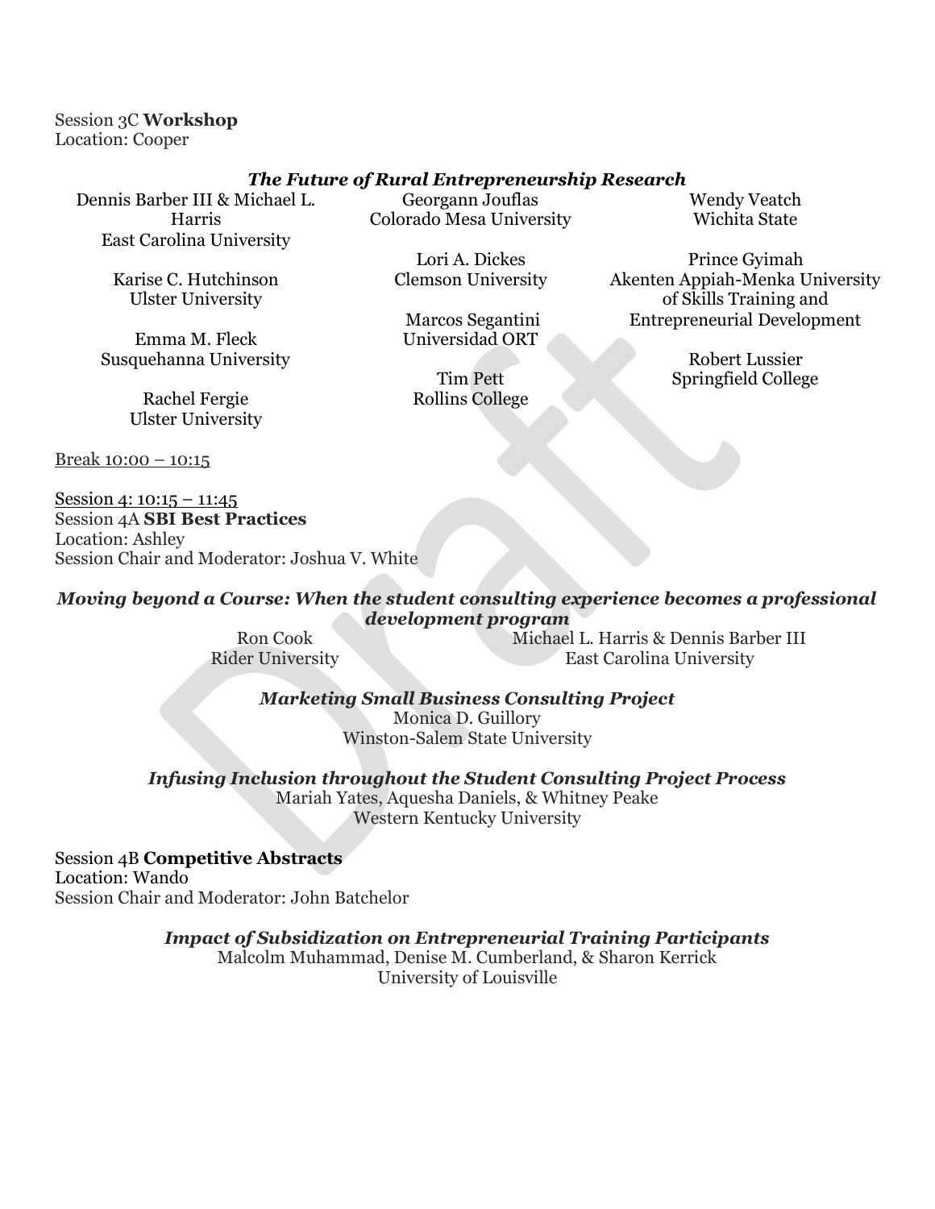Session 3C **Workshop**
Location: Cooper

***The Future of Rural Entrepreneurship Research***

Dennis Barber III & Michael L. Harris
East Carolina University

Karise C. Hutchinson
Ulster University

Emma M. Fleck
Susquehanna University

Rachel Fergie
Ulster University

Georgann Jouflas
Colorado Mesa University

Lori A. Dickes
Clemson University

Marcos Segantini
Universidad ORT

Tim Pett
Rollins College

Wendy Veatch
Wichita State

Prince Gyimah
Akenten Appiah-Menka University of Skills Training and Entrepreneurial Development

Robert Lussier
Springfield College

Break 10:00 – 10:15

Session 4: 10:15 – 11:45
Session 4A **SBI Best Practices**
Location: Ashley
Session Chair and Moderator: Joshua V. White

***Moving beyond a Course: When the student consulting experience becomes a professional development program***

Ron Cook
Rider University

Michael L. Harris & Dennis Barber III
East Carolina University

***Marketing Small Business Consulting Project***

Monica D. Guillory
Winston-Salem State University

***Infusing Inclusion throughout the Student Consulting Project Process***

Mariah Yates, Aquesha Daniels, & Whitney Peake
Western Kentucky University

Session 4B **Competitive Abstracts**
Location: Wando
Session Chair and Moderator: John Batchelor

***Impact of Subsidization on Entrepreneurial Training Participants***

Malcolm Muhammad, Denise M. Cumberland, & Sharon Kerrick
University of Louisville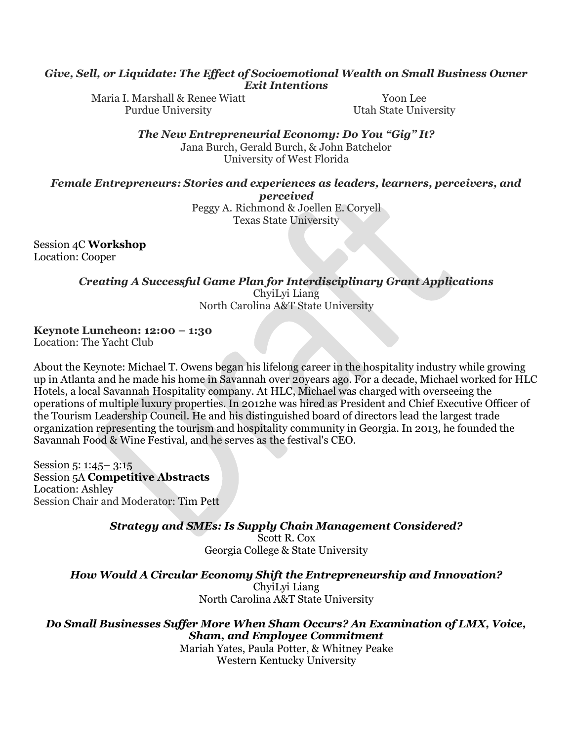***Give, Sell, or Liquidate: The Effect of Socioemotional Wealth on Small Business Owner Exit Intentions***

Maria I. Marshall & Renee Wiatt
Purdue University

Yoon Lee
Utah State University

***The New Entrepreneurial Economy: Do You "Gig" It?***

Jana Burch, Gerald Burch, & John Batchelor
University of West Florida

***Female Entrepreneurs: Stories and experiences as leaders, learners, perceivers, and perceived***

Peggy A. Richmond & Joellen E. Coryell
Texas State University

Session 4C **Workshop**
Location: Cooper

***Creating A Successful Game Plan for Interdisciplinary Grant Applications***

ChyiLyi Liang
North Carolina A&T State University

**Keynote Luncheon: 12:00 – 1:30**
Location: The Yacht Club

About the Keynote: Michael T. Owens began his lifelong career in the hospitality industry while growing up in Atlanta and he made his home in Savannah over 20years ago. For a decade, Michael worked for HLC Hotels, a local Savannah Hospitality company. At HLC, Michael was charged with overseeing the operations of multiple luxury properties. In 2012he was hired as President and Chief Executive Officer of the Tourism Leadership Council. He and his distinguished board of directors lead the largest trade organization representing the tourism and hospitality community in Georgia. In 2013, he founded the Savannah Food & Wine Festival, and he serves as the festival's CEO.

Session 5: 1:45– 3:15
Session 5A **Competitive Abstracts**
Location: Ashley
Session Chair and Moderator: Tim Pett

***Strategy and SMEs: Is Supply Chain Management Considered?***

Scott R. Cox
Georgia College & State University

***How Would A Circular Economy Shift the Entrepreneurship and Innovation?***

ChyiLyi Liang
North Carolina A&T State University

***Do Small Businesses Suffer More When Sham Occurs? An Examination of LMX, Voice, Sham, and Employee Commitment***

Mariah Yates, Paula Potter, & Whitney Peake
Western Kentucky University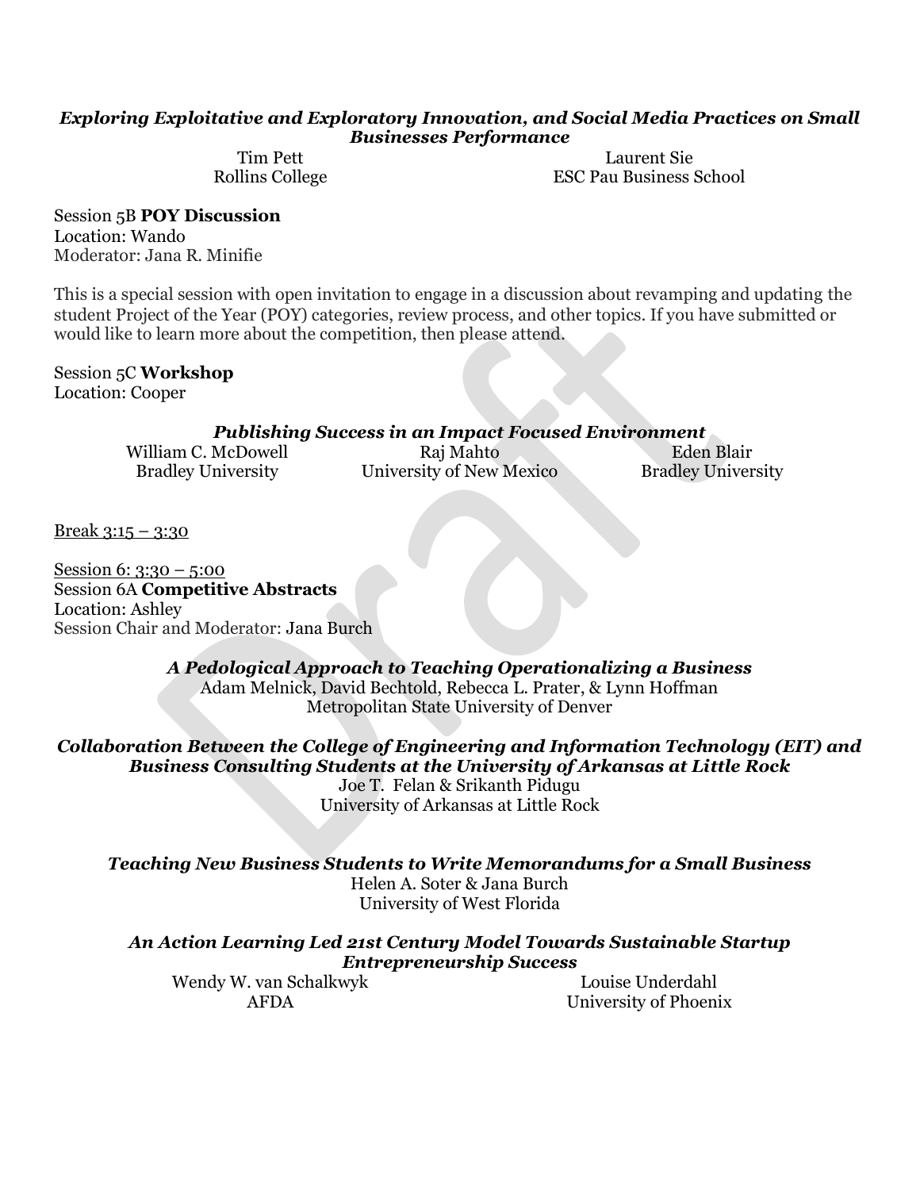***Exploring Exploitative and Exploratory Innovation, and Social Media Practices on Small Businesses Performance***

Tim Pett
Rollins College

Laurent Sie
ESC Pau Business School

Session 5B **POY Discussion**
Location: Wando
Moderator: Jana R. Minifie

This is a special session with open invitation to engage in a discussion about revamping and updating the student Project of the Year (POY) categories, review process, and other topics. If you have submitted or would like to learn more about the competition, then please attend.

Session 5C **Workshop**
Location: Cooper

***Publishing Success in an Impact Focused Environment***

William C. McDowell
Bradley University

Raj Mahto
University of New Mexico

Eden Blair
Bradley University

Break 3:15 – 3:30

Session 6: 3:30 – 5:00
Session 6A **Competitive Abstracts**
Location: Ashley
Session Chair and Moderator: Jana Burch

***A Pedological Approach to Teaching Operationalizing a Business***
Adam Melnick, David Bechtold, Rebecca L. Prater, & Lynn Hoffman
Metropolitan State University of Denver

***Collaboration Between the College of Engineering and Information Technology (EIT) and Business Consulting Students at the University of Arkansas at Little Rock***
Joe T. Felan & Srikanth Pidugu
University of Arkansas at Little Rock

***Teaching New Business Students to Write Memorandums for a Small Business***
Helen A. Soter & Jana Burch
University of West Florida

***An Action Learning Led 21st Century Model Towards Sustainable Startup Entrepreneurship Success***

Wendy W. van Schalkwyk
AFDA

Louise Underdahl
University of Phoenix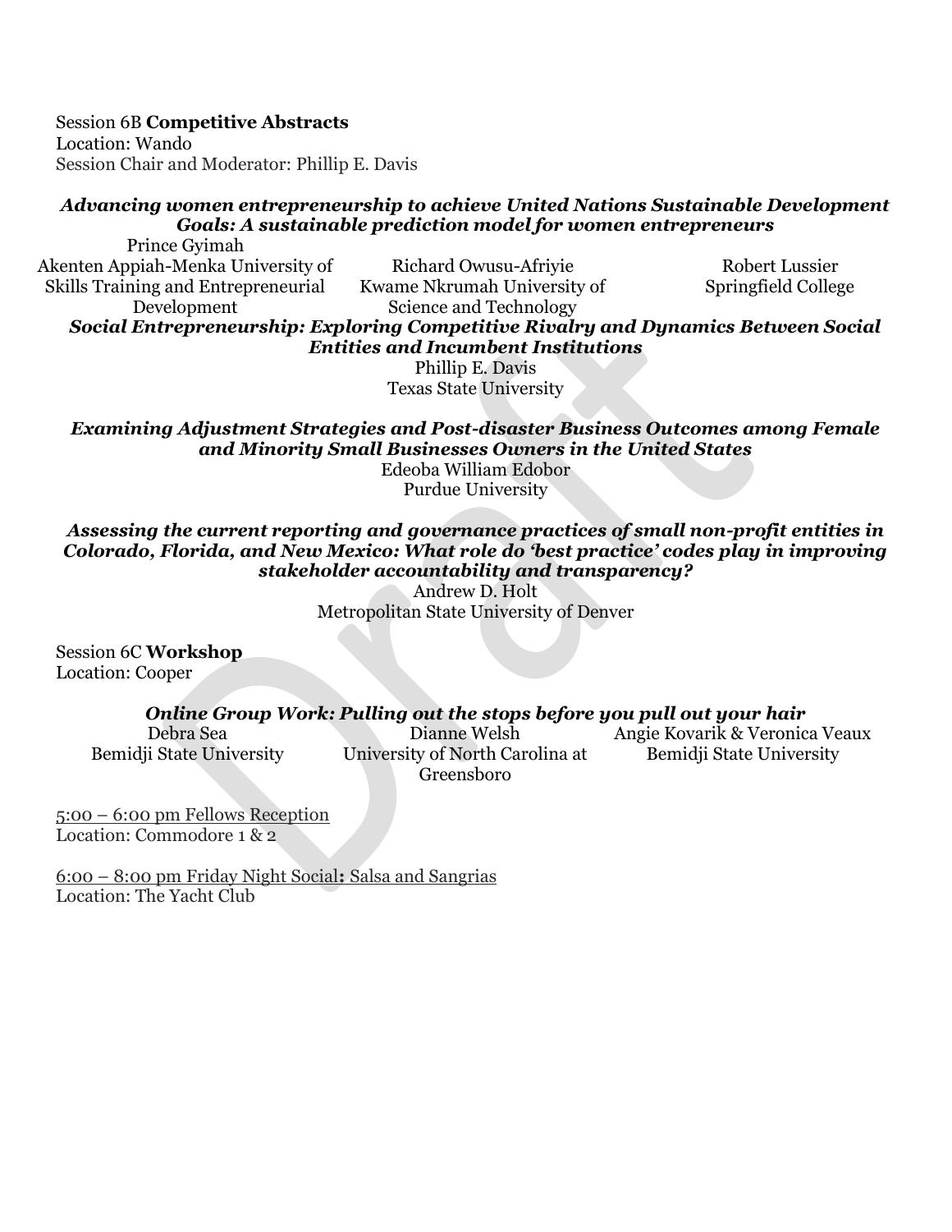Session 6B **Competitive Abstracts**
Location: Wando
Session Chair and Moderator: Phillip E. Davis

***Advancing women entrepreneurship to achieve United Nations Sustainable Development Goals: A sustainable prediction model for women entrepreneurs***

Prince Gyimah
Akenten Appiah-Menka University of Skills Training and Entrepreneurial Development

Richard Owusu-Afriyie
Kwame Nkrumah University of Science and Technology

Robert Lussier
Springfield College

***Social Entrepreneurship: Exploring Competitive Rivalry and Dynamics Between Social Entities and Incumbent Institutions***

Phillip E. Davis
Texas State University

***Examining Adjustment Strategies and Post-disaster Business Outcomes among Female and Minority Small Businesses Owners in the United States***

Edeoba William Edobor
Purdue University

***Assessing the current reporting and governance practices of small non-profit entities in Colorado, Florida, and New Mexico: What role do 'best practice' codes play in improving stakeholder accountability and transparency?***

Andrew D. Holt
Metropolitan State University of Denver

Session 6C **Workshop**
Location: Cooper

***Online Group Work: Pulling out the stops before you pull out your hair***

Debra Sea
Bemidji State University

Dianne Welsh
University of North Carolina at Greensboro

Angie Kovarik & Veronica Veaux
Bemidji State University

5:00 – 6:00 pm Fellows Reception
Location: Commodore 1 & 2

6:00 – 8:00 pm Friday Night Social**:** Salsa and Sangrias
Location: The Yacht Club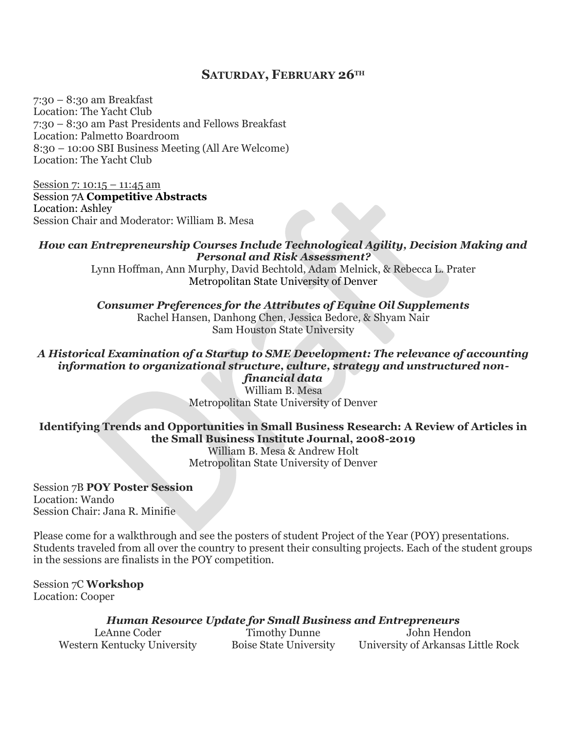## SATURDAY, FEBRUARY 26TH

7:30 – 8:30 am Breakfast
Location: The Yacht Club
7:30 – 8:30 am Past Presidents and Fellows Breakfast
Location: Palmetto Boardroom
8:30 – 10:00 SBI Business Meeting (All Are Welcome)
Location: The Yacht Club

Session 7: 10:15 – 11:45 am
Session 7A **Competitive Abstracts**
Location: Ashley
Session Chair and Moderator: William B. Mesa

***How can Entrepreneurship Courses Include Technological Agility, Decision Making and Personal and Risk Assessment?***
Lynn Hoffman, Ann Murphy, David Bechtold, Adam Melnick, & Rebecca L. Prater
Metropolitan State University of Denver

***Consumer Preferences for the Attributes of Equine Oil Supplements***
Rachel Hansen, Danhong Chen, Jessica Bedore, & Shyam Nair
Sam Houston State University

***A Historical Examination of a Startup to SME Development: The relevance of accounting information to organizational structure, culture, strategy and unstructured non-financial data***
William B. Mesa
Metropolitan State University of Denver

**Identifying Trends and Opportunities in Small Business Research: A Review of Articles in the Small Business Institute Journal, 2008-2019**
William B. Mesa & Andrew Holt
Metropolitan State University of Denver

Session 7B **POY Poster Session**
Location: Wando
Session Chair: Jana R. Minifie

Please come for a walkthrough and see the posters of student Project of the Year (POY) presentations. Students traveled from all over the country to present their consulting projects. Each of the student groups in the sessions are finalists in the POY competition.

Session 7C **Workshop**
Location: Cooper

***Human Resource Update for Small Business and Entrepreneurs***
LeAnne Coder, Western Kentucky University
Timothy Dunne, Boise State University
John Hendon, University of Arkansas Little Rock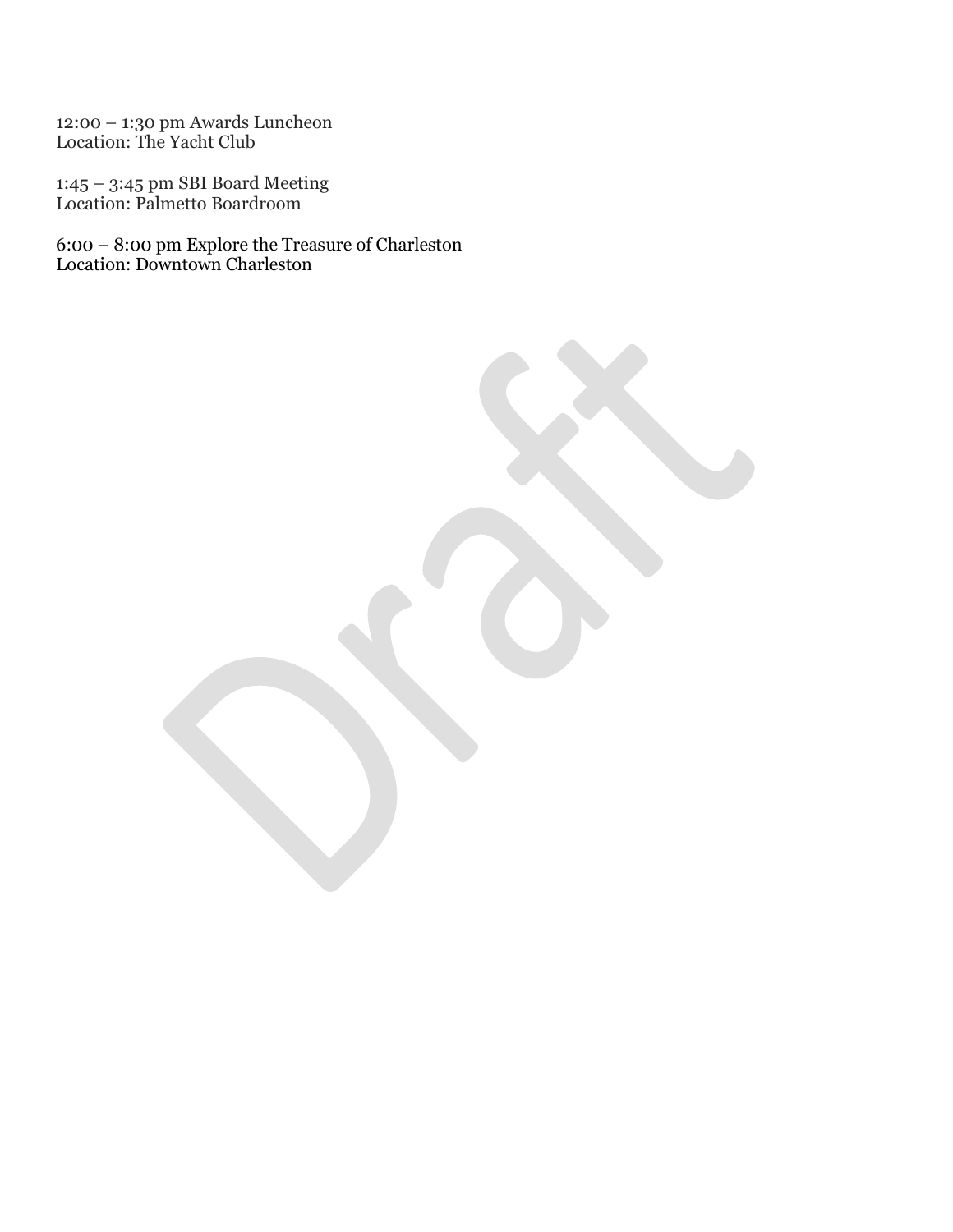12:00 – 1:30 pm Awards Luncheon
Location: The Yacht Club

1:45 – 3:45 pm SBI Board Meeting
Location: Palmetto Boardroom

6:00 – 8:00 pm Explore the Treasure of Charleston
Location: Downtown Charleston